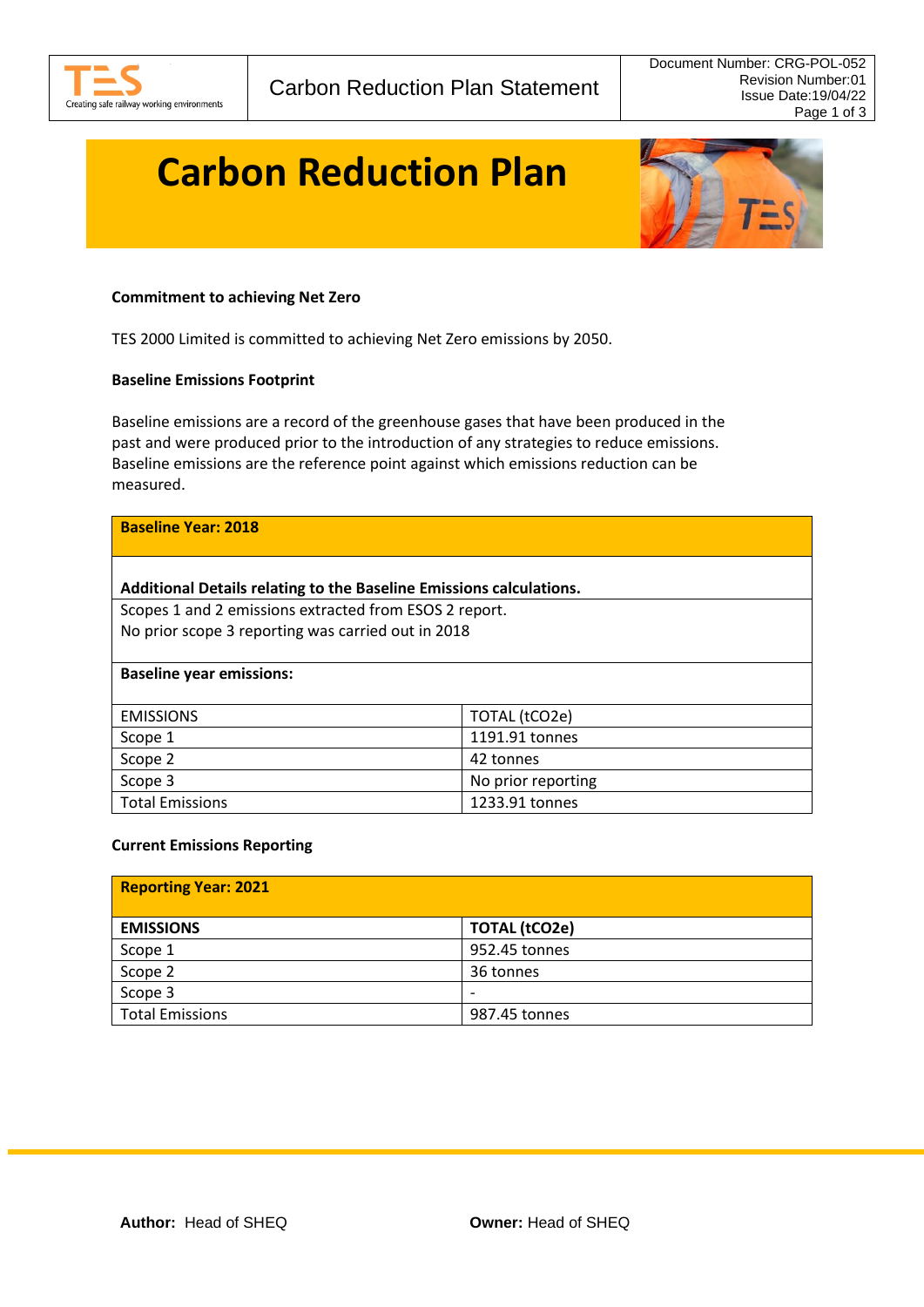# Carbon Reduction Plan

**Commitment to achieving Net Zero**

TES 2000 Limited is committed to achieving Net Zero emissions by 2050.

**Baseline Emissions Footprint**

Baseline emissions are a record of the greenhouse gases that have been produced in the past and were produced prior to the introduction of any strategies to reduce emissions. Baseline emissions are the reference point against which emissions reduction can be measured.

| **Baseline Year: 2018** | |
|---|---|
| **Additional Details relating to the Baseline Emissions calculations.** | |
| Scopes 1 and 2 emissions extracted from ESOS 2 report.<br>No prior scope 3 reporting was carried out in 2018 | |
| **Baseline year emissions:** | |
| EMISSIONS | TOTAL (tCO2e) |
| Scope 1 | 1191.91 tonnes |
| Scope 2 | 42 tonnes |
| Scope 3 | No prior reporting |
| Total Emissions | 1233.91 tonnes |

**Current Emissions Reporting**

| **Reporting Year: 2021** | |
|---|---|
| **EMISSIONS** | **TOTAL (tCO2e)** |
| Scope 1 | 952.45 tonnes |
| Scope 2 | 36 tonnes |
| Scope 3 | - |
| Total Emissions | 987.45 tonnes |

**Author:** Head of SHEQ **Owner:** Head of SHEQ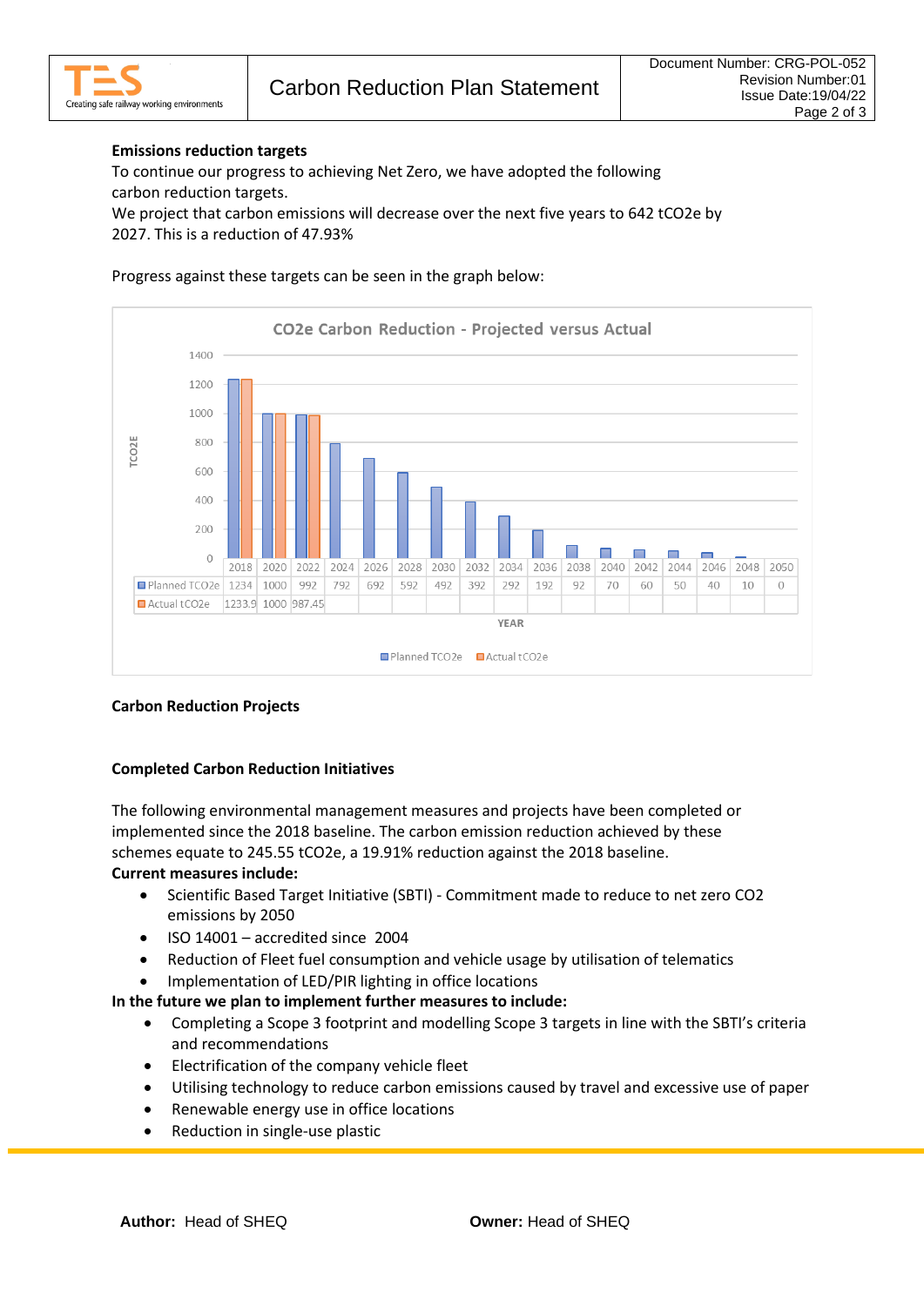**Emissions reduction targets**

To continue our progress to achieving Net Zero, we have adopted the following carbon reduction targets.

We project that carbon emissions will decrease over the next five years to 642 tCO2e by 2027. This is a reduction of 47.93%

Progress against these targets can be seen in the graph below:

CO2e Carbon Reduction - Projected versus Actual

| YEAR | 2018 | 2020 | 2022 | 2024 | 2026 | 2028 | 2030 | 2032 | 2034 | 2036 | 2038 | 2040 | 2042 | 2044 | 2046 | 2048 | 2050 |
|---|---|---|---|---|---|---|---|---|---|---|---|---|---|---|---|---|---|
| Planned TCO2e | 1234 | 1000 | 992 | 792 | 692 | 592 | 492 | 392 | 292 | 192 | 92 | 70 | 60 | 50 | 40 | 10 | 0 |
| Actual tCO2e | 1233.9 | 1000 | 987.45 | | | | | | | | | | | | | | |

**Carbon Reduction Projects**

**Completed Carbon Reduction Initiatives**

The following environmental management measures and projects have been completed or implemented since the 2018 baseline. The carbon emission reduction achieved by these schemes equate to 245.55 tCO2e, a 19.91% reduction against the 2018 baseline.

**Current measures include:**

- Scientific Based Target Initiative (SBTI) - Commitment made to reduce to net zero CO2 emissions by 2050
- ISO 14001 – accredited since 2004
- Reduction of Fleet fuel consumption and vehicle usage by utilisation of telematics
- Implementation of LED/PIR lighting in office locations

**In the future we plan to implement further measures to include:**

- Completing a Scope 3 footprint and modelling Scope 3 targets in line with the SBTI's criteria and recommendations
- Electrification of the company vehicle fleet
- Utilising technology to reduce carbon emissions caused by travel and excessive use of paper
- Renewable energy use in office locations
- Reduction in single-use plastic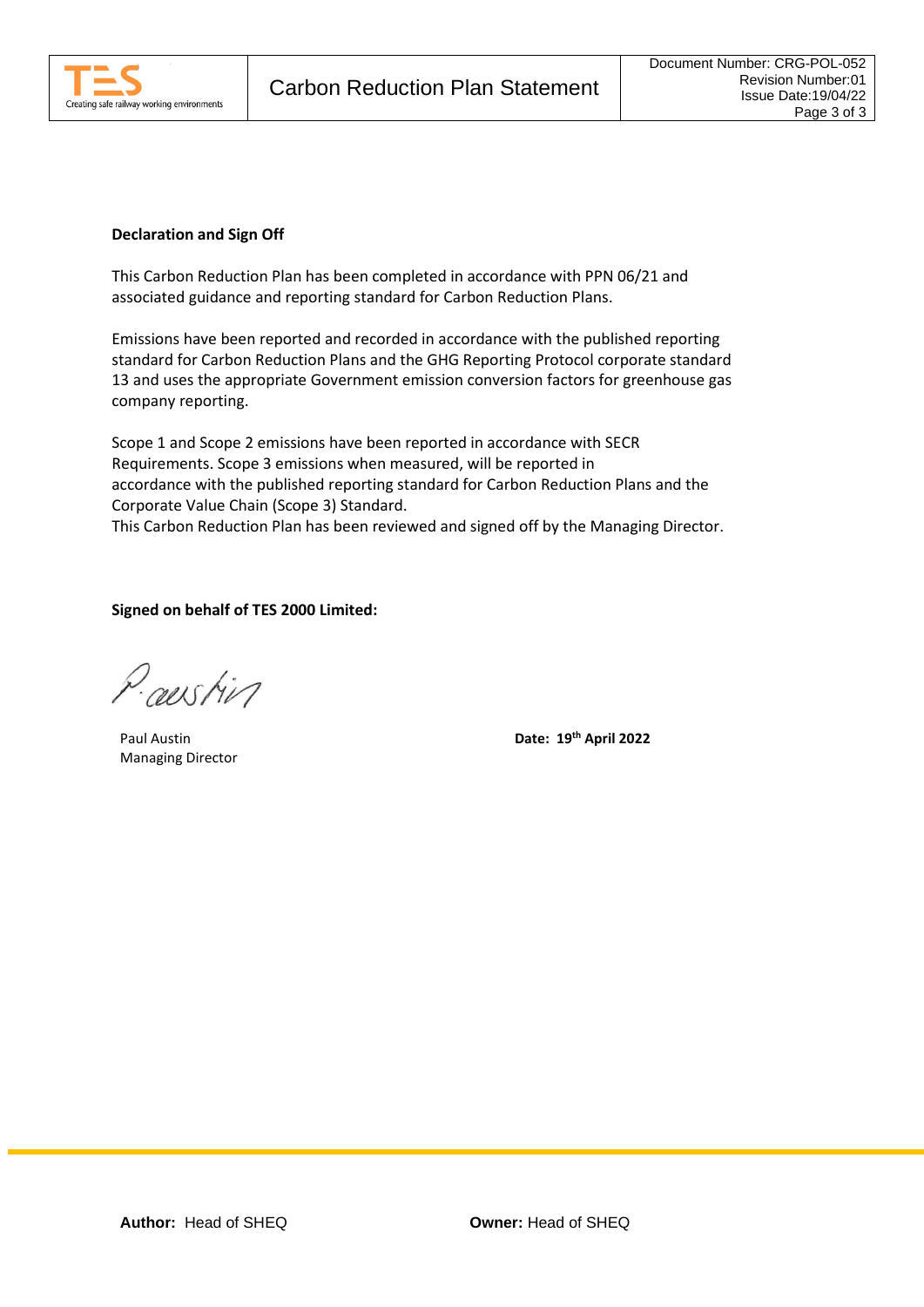**Declaration and Sign Off**

This Carbon Reduction Plan has been completed in accordance with PPN 06/21 and associated guidance and reporting standard for Carbon Reduction Plans.

Emissions have been reported and recorded in accordance with the published reporting standard for Carbon Reduction Plans and the GHG Reporting Protocol corporate standard 13 and uses the appropriate Government emission conversion factors for greenhouse gas company reporting.

Scope 1 and Scope 2 emissions have been reported in accordance with SECR Requirements. Scope 3 emissions when measured, will be reported in accordance with the published reporting standard for Carbon Reduction Plans and the Corporate Value Chain (Scope 3) Standard.
This Carbon Reduction Plan has been reviewed and signed off by the Managing Director.

**Signed on behalf of TES 2000 Limited:**

P. austin

Paul Austin
Managing Director

**Date: 19th April 2022**

**Author:** Head of SHEQ **Owner:** Head of SHEQ